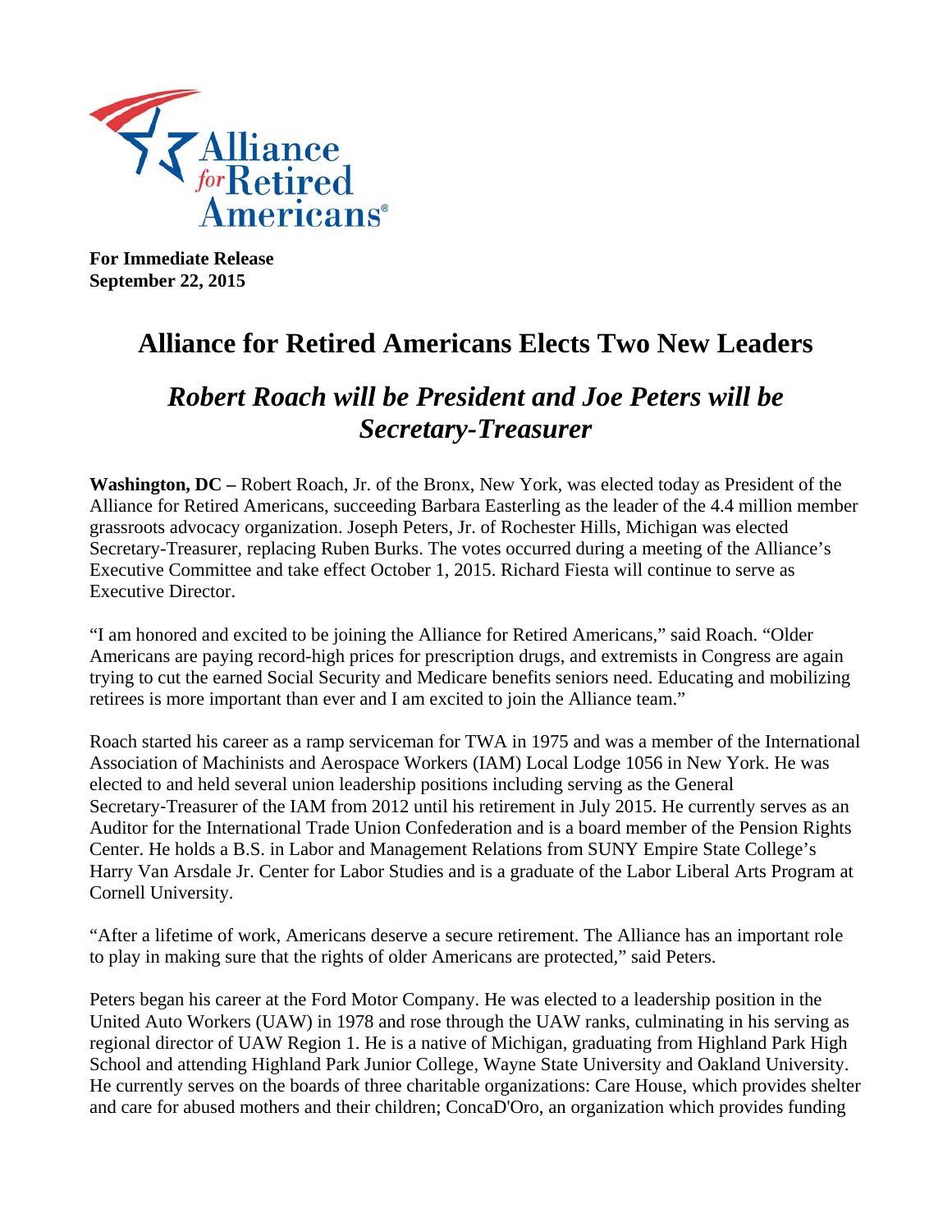Alliance for Retired Americans®

**For Immediate Release**
**September 22, 2015**

# Alliance for Retired Americans Elects Two New Leaders

## *Robert Roach will be President and Joe Peters will be Secretary-Treasurer*

**Washington, DC –** Robert Roach, Jr. of the Bronx, New York, was elected today as President of the Alliance for Retired Americans, succeeding Barbara Easterling as the leader of the 4.4 million member grassroots advocacy organization. Joseph Peters, Jr. of Rochester Hills, Michigan was elected Secretary-Treasurer, replacing Ruben Burks. The votes occurred during a meeting of the Alliance's Executive Committee and take effect October 1, 2015. Richard Fiesta will continue to serve as Executive Director.

"I am honored and excited to be joining the Alliance for Retired Americans," said Roach. "Older Americans are paying record-high prices for prescription drugs, and extremists in Congress are again trying to cut the earned Social Security and Medicare benefits seniors need. Educating and mobilizing retirees is more important than ever and I am excited to join the Alliance team."

Roach started his career as a ramp serviceman for TWA in 1975 and was a member of the International Association of Machinists and Aerospace Workers (IAM) Local Lodge 1056 in New York. He was elected to and held several union leadership positions including serving as the General Secretary-Treasurer of the IAM from 2012 until his retirement in July 2015. He currently serves as an Auditor for the International Trade Union Confederation and is a board member of the Pension Rights Center. He holds a B.S. in Labor and Management Relations from SUNY Empire State College's Harry Van Arsdale Jr. Center for Labor Studies and is a graduate of the Labor Liberal Arts Program at Cornell University.

"After a lifetime of work, Americans deserve a secure retirement. The Alliance has an important role to play in making sure that the rights of older Americans are protected," said Peters.

Peters began his career at the Ford Motor Company. He was elected to a leadership position in the United Auto Workers (UAW) in 1978 and rose through the UAW ranks, culminating in his serving as regional director of UAW Region 1. He is a native of Michigan, graduating from Highland Park High School and attending Highland Park Junior College, Wayne State University and Oakland University. He currently serves on the boards of three charitable organizations: Care House, which provides shelter and care for abused mothers and their children; ConcaD'Oro, an organization which provides funding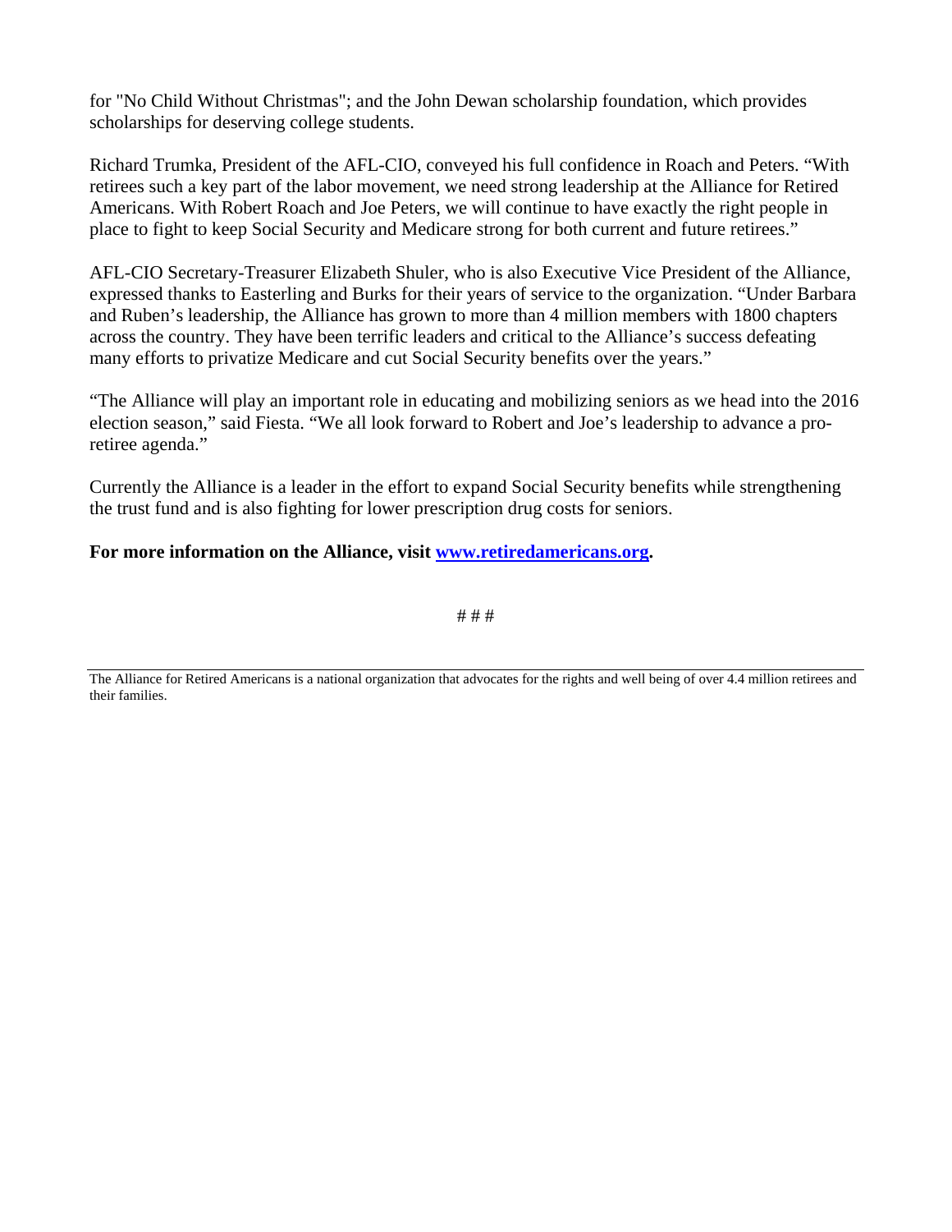for "No Child Without Christmas"; and the John Dewan scholarship foundation, which provides scholarships for deserving college students.

Richard Trumka, President of the AFL-CIO, conveyed his full confidence in Roach and Peters. "With retirees such a key part of the labor movement, we need strong leadership at the Alliance for Retired Americans. With Robert Roach and Joe Peters, we will continue to have exactly the right people in place to fight to keep Social Security and Medicare strong for both current and future retirees."

AFL-CIO Secretary-Treasurer Elizabeth Shuler, who is also Executive Vice President of the Alliance, expressed thanks to Easterling and Burks for their years of service to the organization. "Under Barbara and Ruben's leadership, the Alliance has grown to more than 4 million members with 1800 chapters across the country. They have been terrific leaders and critical to the Alliance's success defeating many efforts to privatize Medicare and cut Social Security benefits over the years."

"The Alliance will play an important role in educating and mobilizing seniors as we head into the 2016 election season," said Fiesta. "We all look forward to Robert and Joe's leadership to advance a pro-retiree agenda."

Currently the Alliance is a leader in the effort to expand Social Security benefits while strengthening the trust fund and is also fighting for lower prescription drug costs for seniors.

**For more information on the Alliance, visit [www.retiredamericans.org](http://www.retiredamericans.org).**

# # #

---

The Alliance for Retired Americans is a national organization that advocates for the rights and well being of over 4.4 million retirees and their families.